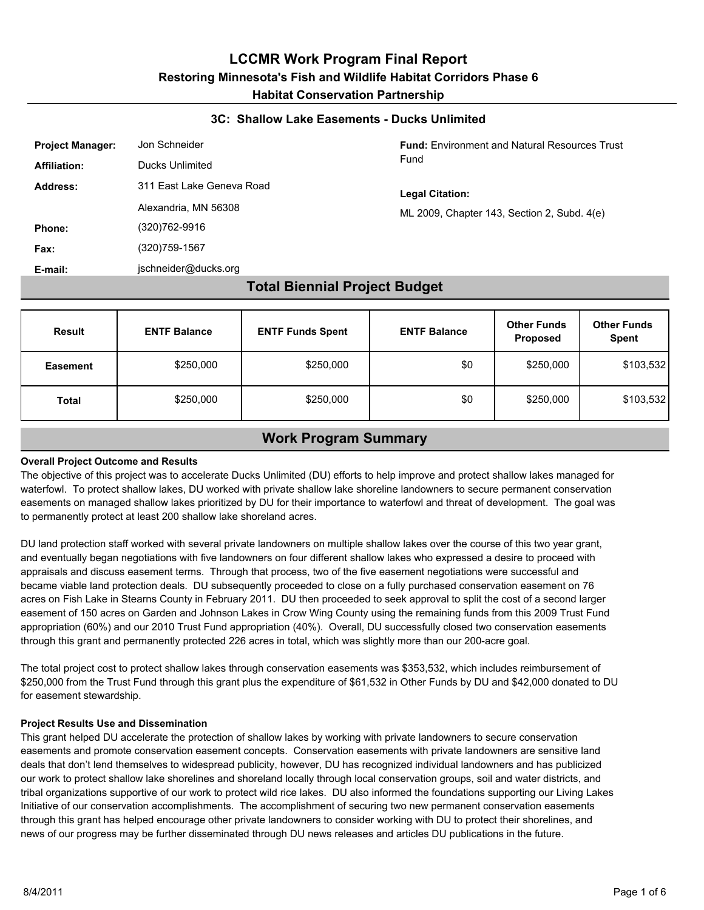# LCCMR Work Program Final Report

## Restoring Minnesota's Fish and Wildlife Habitat Corridors Phase 6

## Habitat Conservation Partnership

### 3C: Shallow Lake Easements - Ducks Unlimited

**Project Manager:** Jon Schneider

**Affiliation:** Ducks Unlimited

**Address:** 311 East Lake Geneva Road
Alexandria, MN 56308

**Phone:** (320)762-9916

**Fax:** (320)759-1567

**E-mail:** jschneider@ducks.org

**Fund:** Environment and Natural Resources Trust Fund

**Legal Citation:**
ML 2009, Chapter 143, Section 2, Subd. 4(e)

## Total Biennial Project Budget

| Result | ENTF Balance | ENTF Funds Spent | ENTF Balance | Other Funds Proposed | Other Funds Spent |
|---|---|---|---|---|---|
| Easement | $250,000 | $250,000 | $0 | $250,000 | $103,532 |
| Total | $250,000 | $250,000 | $0 | $250,000 | $103,532 |

## Work Program Summary

**Overall Project Outcome and Results**

The objective of this project was to accelerate Ducks Unlimited (DU) efforts to help improve and protect shallow lakes managed for waterfowl. To protect shallow lakes, DU worked with private shallow lake shoreline landowners to secure permanent conservation easements on managed shallow lakes prioritized by DU for their importance to waterfowl and threat of development. The goal was to permanently protect at least 200 shallow lake shoreland acres.

DU land protection staff worked with several private landowners on multiple shallow lakes over the course of this two year grant, and eventually began negotiations with five landowners on four different shallow lakes who expressed a desire to proceed with appraisals and discuss easement terms. Through that process, two of the five easement negotiations were successful and became viable land protection deals. DU subsequently proceeded to close on a fully purchased conservation easement on 76 acres on Fish Lake in Stearns County in February 2011. DU then proceeded to seek approval to split the cost of a second larger easement of 150 acres on Garden and Johnson Lakes in Crow Wing County using the remaining funds from this 2009 Trust Fund appropriation (60%) and our 2010 Trust Fund appropriation (40%). Overall, DU successfully closed two conservation easements through this grant and permanently protected 226 acres in total, which was slightly more than our 200-acre goal.

The total project cost to protect shallow lakes through conservation easements was $353,532, which includes reimbursement of $250,000 from the Trust Fund through this grant plus the expenditure of $61,532 in Other Funds by DU and $42,000 donated to DU for easement stewardship.

**Project Results Use and Dissemination**

This grant helped DU accelerate the protection of shallow lakes by working with private landowners to secure conservation easements and promote conservation easement concepts. Conservation easements with private landowners are sensitive land deals that don't lend themselves to widespread publicity, however, DU has recognized individual landowners and has publicized our work to protect shallow lake shorelines and shoreland locally through local conservation groups, soil and water districts, and tribal organizations supportive of our work to protect wild rice lakes. DU also informed the foundations supporting our Living Lakes Initiative of our conservation accomplishments. The accomplishment of securing two new permanent conservation easements through this grant has helped encourage other private landowners to consider working with DU to protect their shorelines, and news of our progress may be further disseminated through DU news releases and articles DU publications in the future.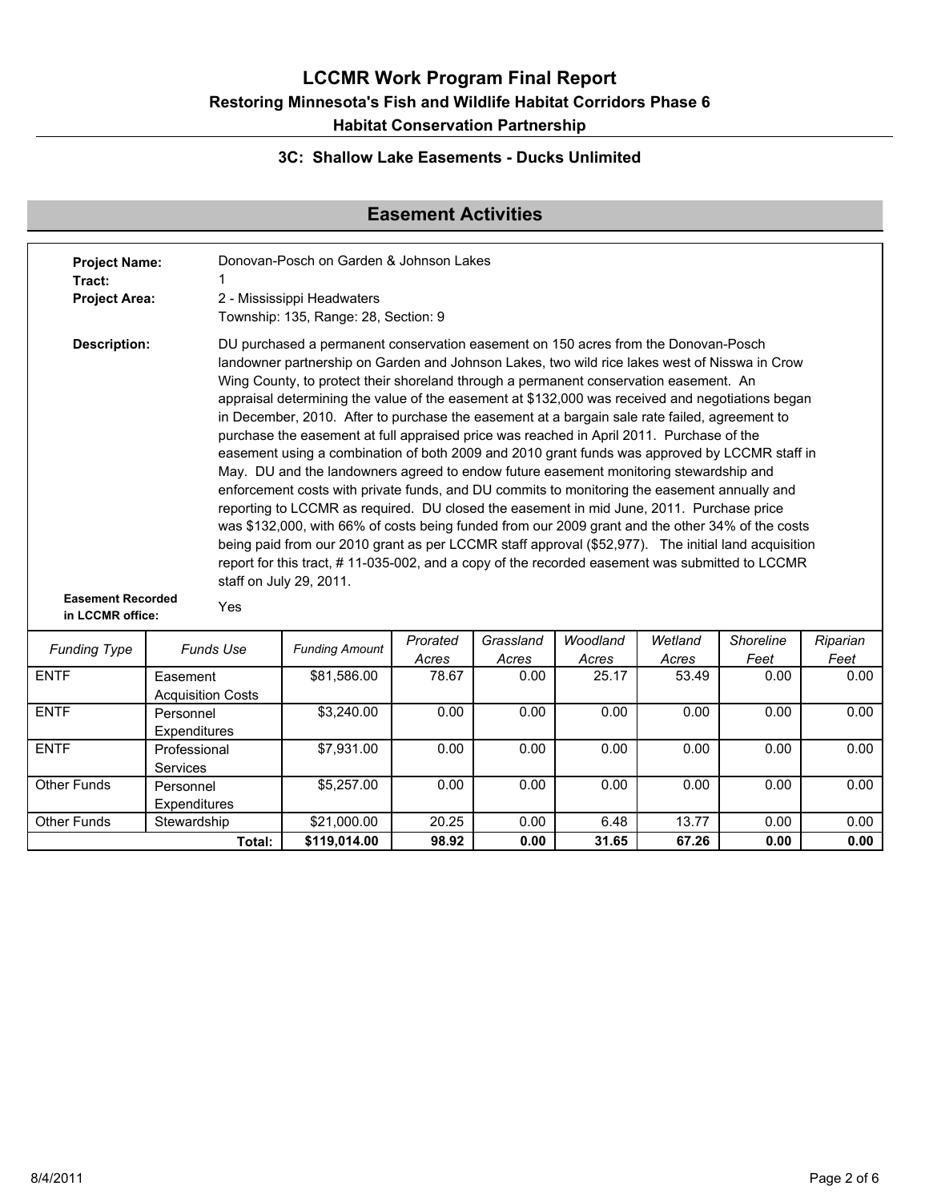# LCCMR Work Program Final Report

## Restoring Minnesota's Fish and Wildlife Habitat Corridors Phase 6

## Habitat Conservation Partnership

### 3C: Shallow Lake Easements - Ducks Unlimited

## Easement Activities

**Project Name:** Donovan-Posch on Garden & Johnson Lakes

**Tract:** 1

**Project Area:** 2 - Mississippi Headwaters
Township: 135, Range: 28, Section: 9

**Description:** DU purchased a permanent conservation easement on 150 acres from the Donovan-Posch landowner partnership on Garden and Johnson Lakes, two wild rice lakes west of Nisswa in Crow Wing County, to protect their shoreland through a permanent conservation easement. An appraisal determining the value of the easement at $132,000 was received and negotiations began in December, 2010. After to purchase the easement at a bargain sale rate failed, agreement to purchase the easement at full appraised price was reached in April 2011. Purchase of the easement using a combination of both 2009 and 2010 grant funds was approved by LCCMR staff in May. DU and the landowners agreed to endow future easement monitoring stewardship and enforcement costs with private funds, and DU commits to monitoring the easement annually and reporting to LCCMR as required. DU closed the easement in mid June, 2011. Purchase price was $132,000, with 66% of costs being funded from our 2009 grant and the other 34% of the costs being paid from our 2010 grant as per LCCMR staff approval ($52,977). The initial land acquisition report for this tract, # 11-035-002, and a copy of the recorded easement was submitted to LCCMR staff on July 29, 2011.

**Easement Recorded in LCCMR office:** Yes

| *Funding Type* | *Funds Use* | *Funding Amount* | *Prorated Acres* | *Grassland Acres* | *Woodland Acres* | *Wetland Acres* | *Shoreline Feet* | *Riparian Feet* |
|---|---|---|---|---|---|---|---|---|
| ENTF | Easement Acquisition Costs | $81,586.00 | 78.67 | 0.00 | 25.17 | 53.49 | 0.00 | 0.00 |
| ENTF | Personnel Expenditures | $3,240.00 | 0.00 | 0.00 | 0.00 | 0.00 | 0.00 | 0.00 |
| ENTF | Professional Services | $7,931.00 | 0.00 | 0.00 | 0.00 | 0.00 | 0.00 | 0.00 |
| Other Funds | Personnel Expenditures | $5,257.00 | 0.00 | 0.00 | 0.00 | 0.00 | 0.00 | 0.00 |
| Other Funds | Stewardship | $21,000.00 | 20.25 | 0.00 | 6.48 | 13.77 | 0.00 | 0.00 |
| | **Total:** | **$119,014.00** | **98.92** | **0.00** | **31.65** | **67.26** | **0.00** | **0.00** |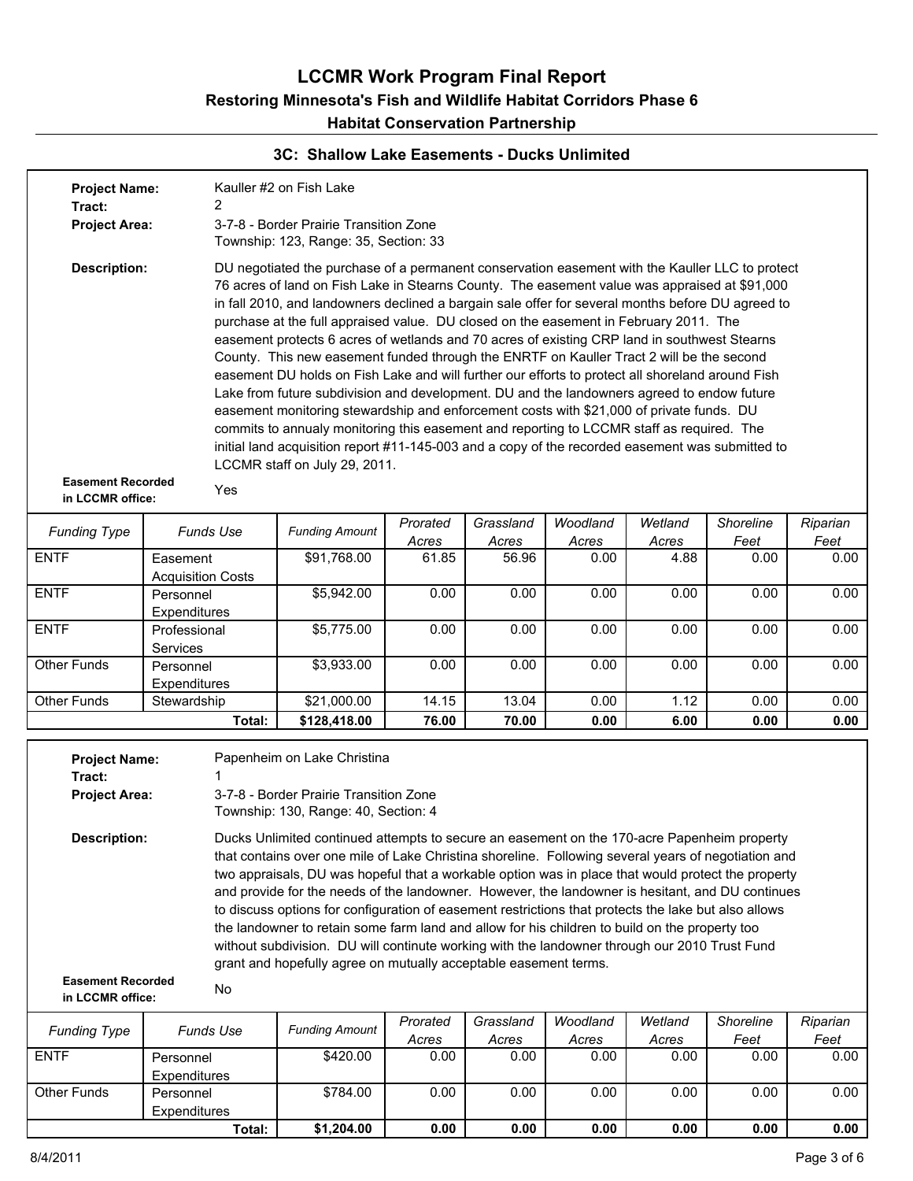# LCCMR Work Program Final Report

## Restoring Minnesota's Fish and Wildlife Habitat Corridors Phase 6

## Habitat Conservation Partnership

### 3C: Shallow Lake Easements - Ducks Unlimited

**Project Name:** Kauller #2 on Fish Lake

**Tract:** 2

**Project Area:** 3-7-8 - Border Prairie Transition Zone
Township: 123, Range: 35, Section: 33

**Description:** DU negotiated the purchase of a permanent conservation easement with the Kauller LLC to protect 76 acres of land on Fish Lake in Stearns County. The easement value was appraised at $91,000 in fall 2010, and landowners declined a bargain sale offer for several months before DU agreed to purchase at the full appraised value. DU closed on the easement in February 2011. The easement protects 6 acres of wetlands and 70 acres of existing CRP land in southwest Stearns County. This new easement funded through the ENRTF on Kauller Tract 2 will be the second easement DU holds on Fish Lake and will further our efforts to protect all shoreland around Fish Lake from future subdivision and development. DU and the landowners agreed to endow future easement monitoring stewardship and enforcement costs with $21,000 of private funds. DU commits to annualy monitoring this easement and reporting to LCCMR staff as required. The initial land acquisition report #11-145-003 and a copy of the recorded easement was submitted to LCCMR staff on July 29, 2011.

**Easement Recorded in LCCMR office:** Yes

| Funding Type | Funds Use | Funding Amount | Prorated Acres | Grassland Acres | Woodland Acres | Wetland Acres | Shoreline Feet | Riparian Feet |
|---|---|---|---|---|---|---|---|---|
| ENTF | Easement Acquisition Costs | $91,768.00 | 61.85 | 56.96 | 0.00 | 4.88 | 0.00 | 0.00 |
| ENTF | Personnel Expenditures | $5,942.00 | 0.00 | 0.00 | 0.00 | 0.00 | 0.00 | 0.00 |
| ENTF | Professional Services | $5,775.00 | 0.00 | 0.00 | 0.00 | 0.00 | 0.00 | 0.00 |
| Other Funds | Personnel Expenditures | $3,933.00 | 0.00 | 0.00 | 0.00 | 0.00 | 0.00 | 0.00 |
| Other Funds | Stewardship | $21,000.00 | 14.15 | 13.04 | 0.00 | 1.12 | 0.00 | 0.00 |
| | **Total:** | **$128,418.00** | **76.00** | **70.00** | **0.00** | **6.00** | **0.00** | **0.00** |

**Project Name:** Papenheim on Lake Christina

**Tract:** 1

**Project Area:** 3-7-8 - Border Prairie Transition Zone
Township: 130, Range: 40, Section: 4

**Description:** Ducks Unlimited continued attempts to secure an easement on the 170-acre Papenheim property that contains over one mile of Lake Christina shoreline. Following several years of negotiation and two appraisals, DU was hopeful that a workable option was in place that would protect the property and provide for the needs of the landowner. However, the landowner is hesitant, and DU continues to discuss options for configuration of easement restrictions that protects the lake but also allows the landowner to retain some farm land and allow for his children to build on the property too without subdivision. DU will continute working with the landowner through our 2010 Trust Fund grant and hopefully agree on mutually acceptable easement terms.

**Easement Recorded in LCCMR office:** No

| Funding Type | Funds Use | Funding Amount | Prorated Acres | Grassland Acres | Woodland Acres | Wetland Acres | Shoreline Feet | Riparian Feet |
|---|---|---|---|---|---|---|---|---|
| ENTF | Personnel Expenditures | $420.00 | 0.00 | 0.00 | 0.00 | 0.00 | 0.00 | 0.00 |
| Other Funds | Personnel Expenditures | $784.00 | 0.00 | 0.00 | 0.00 | 0.00 | 0.00 | 0.00 |
| | **Total:** | **$1,204.00** | **0.00** | **0.00** | **0.00** | **0.00** | **0.00** | **0.00** |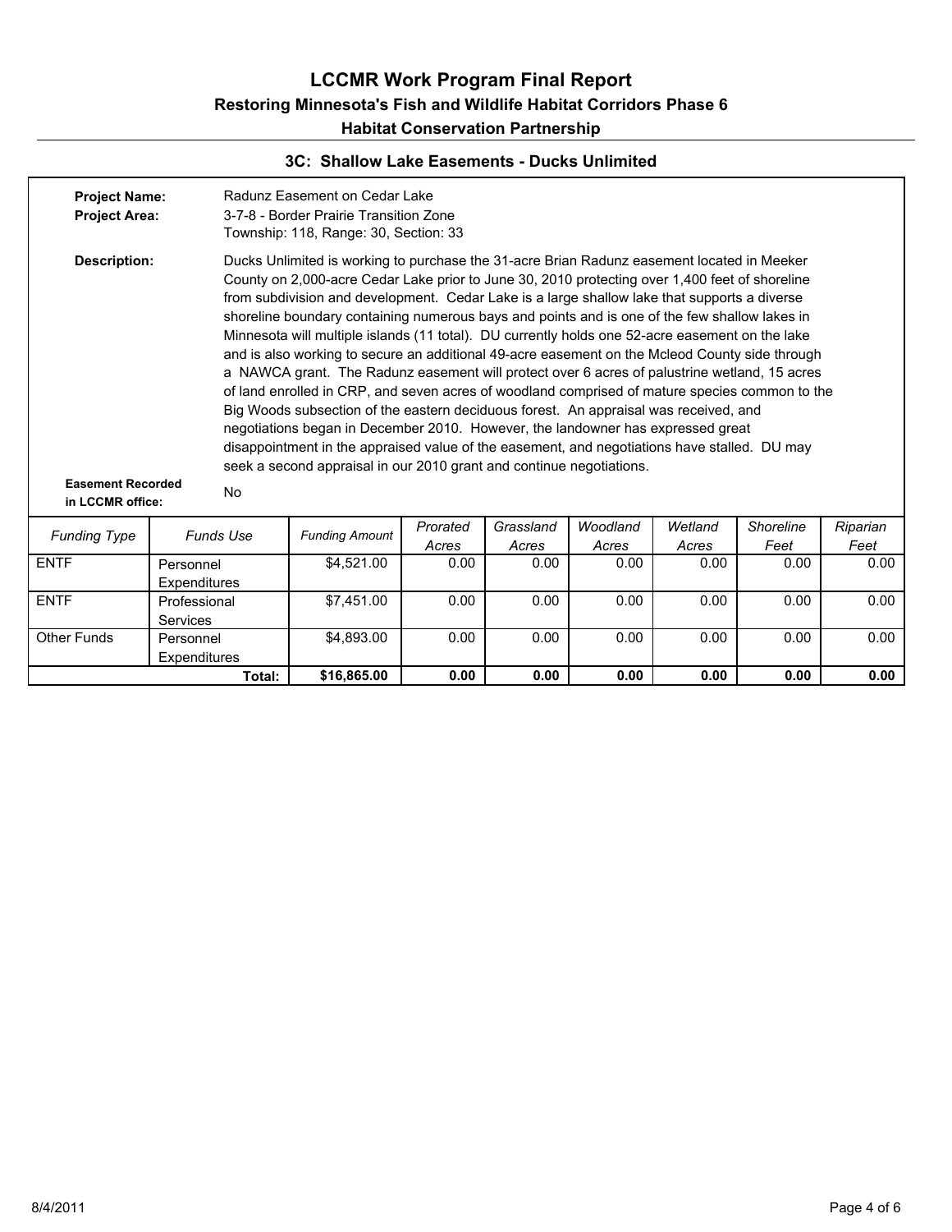# LCCMR Work Program Final Report

## Restoring Minnesota's Fish and Wildlife Habitat Corridors Phase 6

## Habitat Conservation Partnership

### 3C: Shallow Lake Easements - Ducks Unlimited

**Project Name:** Radunz Easement on Cedar Lake

**Project Area:** 3-7-8 - Border Prairie Transition Zone
Township: 118, Range: 30, Section: 33

**Description:** Ducks Unlimited is working to purchase the 31-acre Brian Radunz easement located in Meeker County on 2,000-acre Cedar Lake prior to June 30, 2010 protecting over 1,400 feet of shoreline from subdivision and development. Cedar Lake is a large shallow lake that supports a diverse shoreline boundary containing numerous bays and points and is one of the few shallow lakes in Minnesota will multiple islands (11 total). DU currently holds one 52-acre easement on the lake and is also working to secure an additional 49-acre easement on the Mcleod County side through a NAWCA grant. The Radunz easement will protect over 6 acres of palustrine wetland, 15 acres of land enrolled in CRP, and seven acres of woodland comprised of mature species common to the Big Woods subsection of the eastern deciduous forest. An appraisal was received, and negotiations began in December 2010. However, the landowner has expressed great disappointment in the appraised value of the easement, and negotiations have stalled. DU may seek a second appraisal in our 2010 grant and continue negotiations.

**Easement Recorded in LCCMR office:** No

| *Funding Type* | *Funds Use* | *Funding Amount* | *Prorated Acres* | *Grassland Acres* | *Woodland Acres* | *Wetland Acres* | *Shoreline Feet* | *Riparian Feet* |
|---|---|---|---|---|---|---|---|---|
| ENTF | Personnel Expenditures | $4,521.00 | 0.00 | 0.00 | 0.00 | 0.00 | 0.00 | 0.00 |
| ENTF | Professional Services | $7,451.00 | 0.00 | 0.00 | 0.00 | 0.00 | 0.00 | 0.00 |
| Other Funds | Personnel Expenditures | $4,893.00 | 0.00 | 0.00 | 0.00 | 0.00 | 0.00 | 0.00 |
| | **Total:** | **$16,865.00** | **0.00** | **0.00** | **0.00** | **0.00** | **0.00** | **0.00** |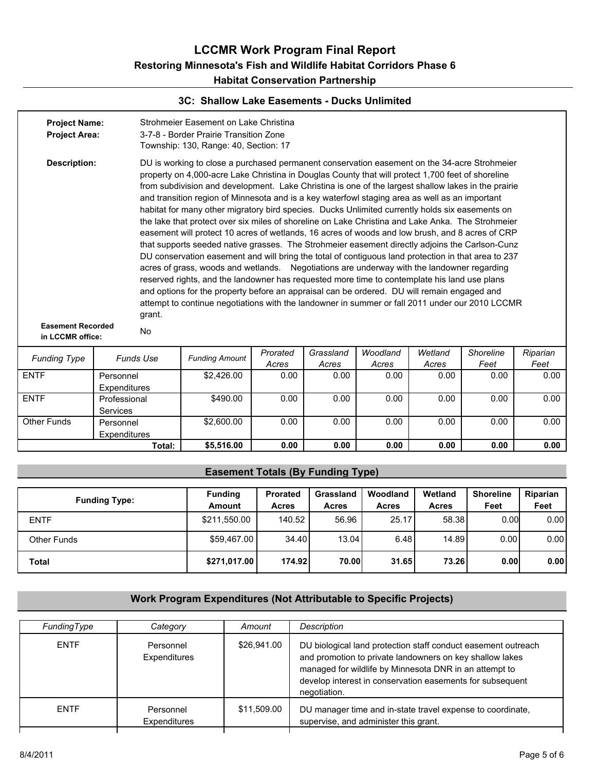## 3C: Shallow Lake Easements - Ducks Unlimited

**Project Name:** Strohmeier Easement on Lake Christina

**Project Area:** 3-7-8 - Border Prairie Transition Zone
Township: 130, Range: 40, Section: 17

**Description:** DU is working to close a purchased permanent conservation easement on the 34-acre Strohmeier property on 4,000-acre Lake Christina in Douglas County that will protect 1,700 feet of shoreline from subdivision and development. Lake Christina is one of the largest shallow lakes in the prairie and transition region of Minnesota and is a key waterfowl staging area as well as an important habitat for many other migratory bird species. Ducks Unlimited currently holds six easements on the lake that protect over six miles of shoreline on Lake Christina and Lake Anka. The Strohmeier easement will protect 10 acres of wetlands, 16 acres of woods and low brush, and 8 acres of CRP that supports seeded native grasses. The Strohmeier easement directly adjoins the Carlson-Cunz DU conservation easement and will bring the total of contiguous land protection in that area to 237 acres of grass, woods and wetlands. Negotiations are underway with the landowner regarding reserved rights, and the landowner has requested more time to contemplate his land use plans and options for the property before an appraisal can be ordered. DU will remain engaged and attempt to continue negotiations with the landowner in summer or fall 2011 under our 2010 LCCMR grant.

**Easement Recorded in LCCMR office:** No

| *Funding Type* | *Funds Use* | *Funding Amount* | *Prorated Acres* | *Grassland Acres* | *Woodland Acres* | *Wetland Acres* | *Shoreline Feet* | *Riparian Feet* |
|---|---|---|---|---|---|---|---|---|
| ENTF | Personnel Expenditures | $2,426.00 | 0.00 | 0.00 | 0.00 | 0.00 | 0.00 | 0.00 |
| ENTF | Professional Services | $490.00 | 0.00 | 0.00 | 0.00 | 0.00 | 0.00 | 0.00 |
| Other Funds | Personnel Expenditures | $2,600.00 | 0.00 | 0.00 | 0.00 | 0.00 | 0.00 | 0.00 |
| | **Total:** | **$5,516.00** | **0.00** | **0.00** | **0.00** | **0.00** | **0.00** | **0.00** |

## Easement Totals (By Funding Type)

| Funding Type: | Funding Amount | Prorated Acres | Grassland Acres | Woodland Acres | Wetland Acres | Shoreline Feet | Riparian Feet |
|---|---|---|---|---|---|---|---|
| ENTF | $211,550.00 | 140.52 | 56.96 | 25.17 | 58.38 | 0.00 | 0.00 |
| Other Funds | $59,467.00 | 34.40 | 13.04 | 6.48 | 14.89 | 0.00 | 0.00 |
| **Total** | **$271,017.00** | **174.92** | **70.00** | **31.65** | **73.26** | **0.00** | **0.00** |

## Work Program Expenditures (Not Attributable to Specific Projects)

| *FundingType* | *Category* | *Amount* | *Description* |
|---|---|---|---|
| ENTF | Personnel Expenditures | $26,941.00 | DU biological land protection staff conduct easement outreach and promotion to private landowners on key shallow lakes managed for wildlife by Minnesota DNR in an attempt to develop interest in conservation easements for subsequent negotiation. |
| ENTF | Personnel Expenditures | $11,509.00 | DU manager time and in-state travel expense to coordinate, supervise, and administer this grant. |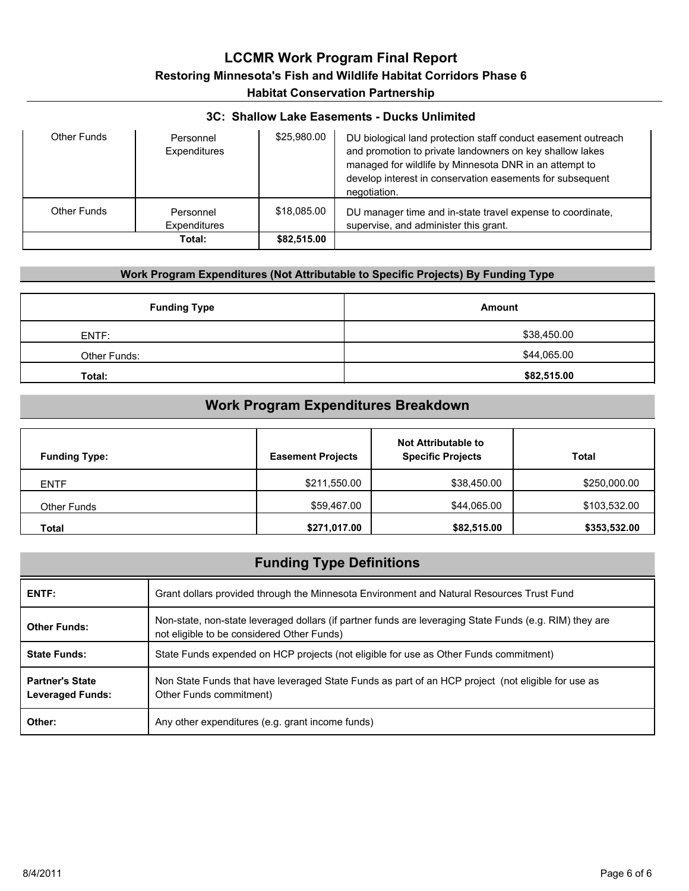## 3C: Shallow Lake Easements - Ducks Unlimited

| | | | |
|---|---|---|---|
| Other Funds | Personnel Expenditures | $25,980.00 | DU biological land protection staff conduct easement outreach and promotion to private landowners on key shallow lakes managed for wildlife by Minnesota DNR in an attempt to develop interest in conservation easements for subsequent negotiation. |
| Other Funds | Personnel Expenditures | $18,085.00 | DU manager time and in-state travel expense to coordinate, supervise, and administer this grant. |
| | **Total:** | **$82,515.00** | |

### Work Program Expenditures (Not Attributable to Specific Projects) By Funding Type

| Funding Type | Amount |
|---|---|
| ENTF: | $38,450.00 |
| Other Funds: | $44,065.00 |
| **Total:** | **$82,515.00** |

## Work Program Expenditures Breakdown

| Funding Type: | Easement Projects | Not Attributable to Specific Projects | Total |
|---|---|---|---|
| ENTF | $211,550.00 | $38,450.00 | $250,000.00 |
| Other Funds | $59,467.00 | $44,065.00 | $103,532.00 |
| **Total** | **$271,017.00** | **$82,515.00** | **$353,532.00** |

## Funding Type Definitions

| | |
|---|---|
| **ENTF:** | Grant dollars provided through the Minnesota Environment and Natural Resources Trust Fund |
| **Other Funds:** | Non-state, non-state leveraged dollars (if partner funds are leveraging State Funds (e.g. RIM) they are not eligible to be considered Other Funds) |
| **State Funds:** | State Funds expended on HCP projects (not eligible for use as Other Funds commitment) |
| **Partner's State Leveraged Funds:** | Non State Funds that have leveraged State Funds as part of an HCP project (not eligible for use as Other Funds commitment) |
| **Other:** | Any other expenditures (e.g. grant income funds) |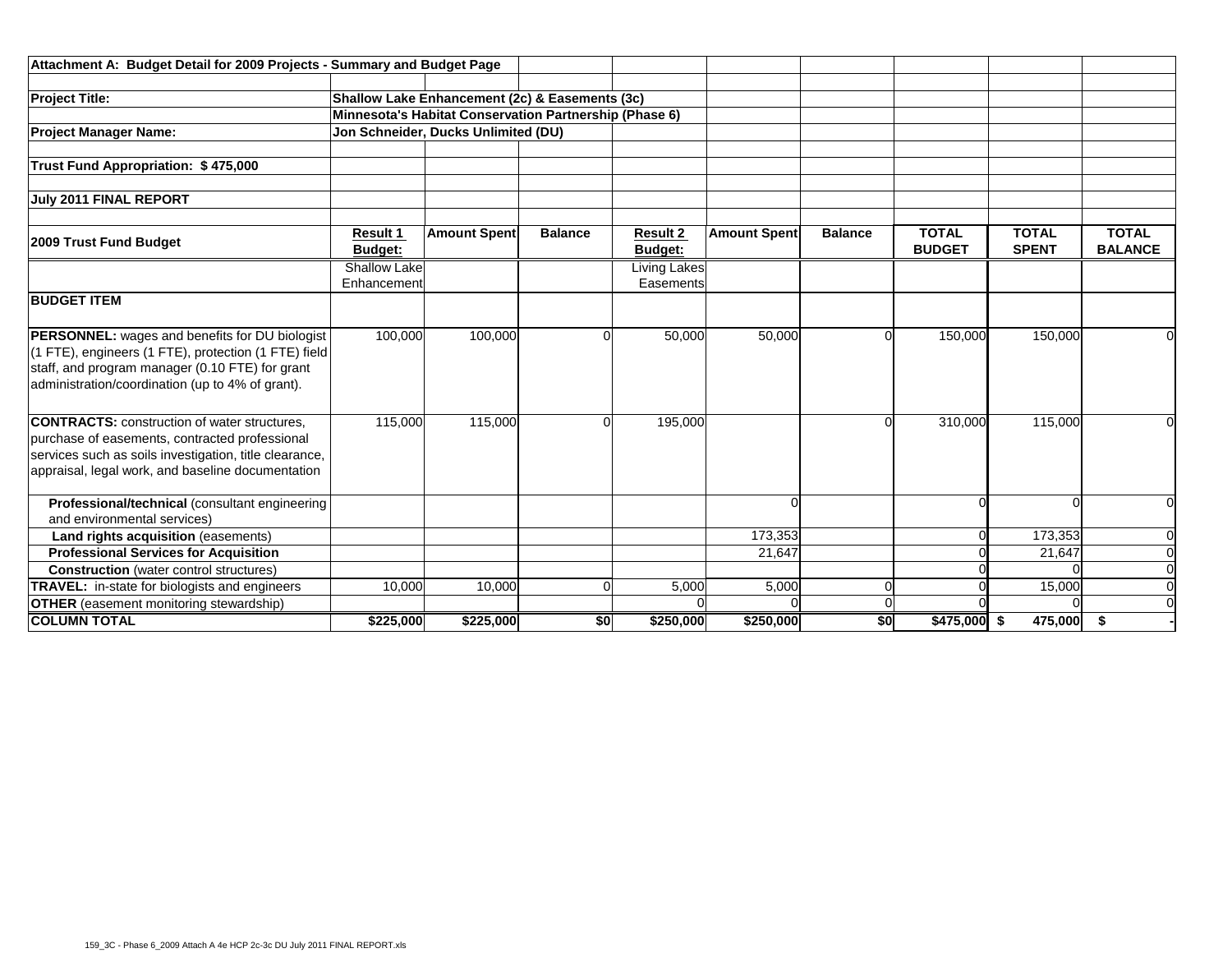**Attachment A: Budget Detail for 2009 Projects - Summary and Budget Page**

**Project Title:** Shallow Lake Enhancement (2c) & Easements (3c)
Minnesota's Habitat Conservation Partnership (Phase 6)

**Project Manager Name:** Jon Schneider, Ducks Unlimited (DU)

**Trust Fund Appropriation: $ 475,000**

**July 2011 FINAL REPORT**

| 2009 Trust Fund Budget | Result 1 Budget: | Amount Spent | Balance | Result 2 Budget: | Amount Spent | Balance | TOTAL BUDGET | TOTAL SPENT | TOTAL BALANCE |
|---|---|---|---|---|---|---|---|---|---|
| | Shallow Lake Enhancement | | | Living Lakes Easements | | | | | |
| **BUDGET ITEM** | | | | | | | | | |
| **PERSONNEL:** wages and benefits for DU biologist (1 FTE), engineers (1 FTE), protection (1 FTE) field staff, and program manager (0.10 FTE) for grant administration/coordination (up to 4% of grant). | 100,000 | 100,000 | 0 | 50,000 | 50,000 | 0 | 150,000 | 150,000 | 0 |
| **CONTRACTS:** construction of water structures, purchase of easements, contracted professional services such as soils investigation, title clearance, appraisal, legal work, and baseline documentation | 115,000 | 115,000 | 0 | 195,000 | | 0 | 310,000 | 115,000 | 0 |
| **Professional/technical** (consultant engineering and environmental services) | | | | | 0 | | 0 | 0 | 0 |
| **Land rights acquisition** (easements) | | | | | 173,353 | | 0 | 173,353 | 0 |
| **Professional Services for Acquisition** | | | | | 21,647 | | 0 | 21,647 | 0 |
| **Construction** (water control structures) | | | | | | | 0 | 0 | 0 |
| **TRAVEL:** in-state for biologists and engineers | 10,000 | 10,000 | 0 | 5,000 | 5,000 | 0 | 0 | 15,000 | 0 |
| **OTHER** (easement monitoring stewardship) | | | | 0 | 0 | 0 | 0 | 0 | 0 |
| **COLUMN TOTAL** | **$225,000** | **$225,000** | **$0** | **$250,000** | **$250,000** | **$0** | **$475,000** | **$ 475,000** | **$ -** |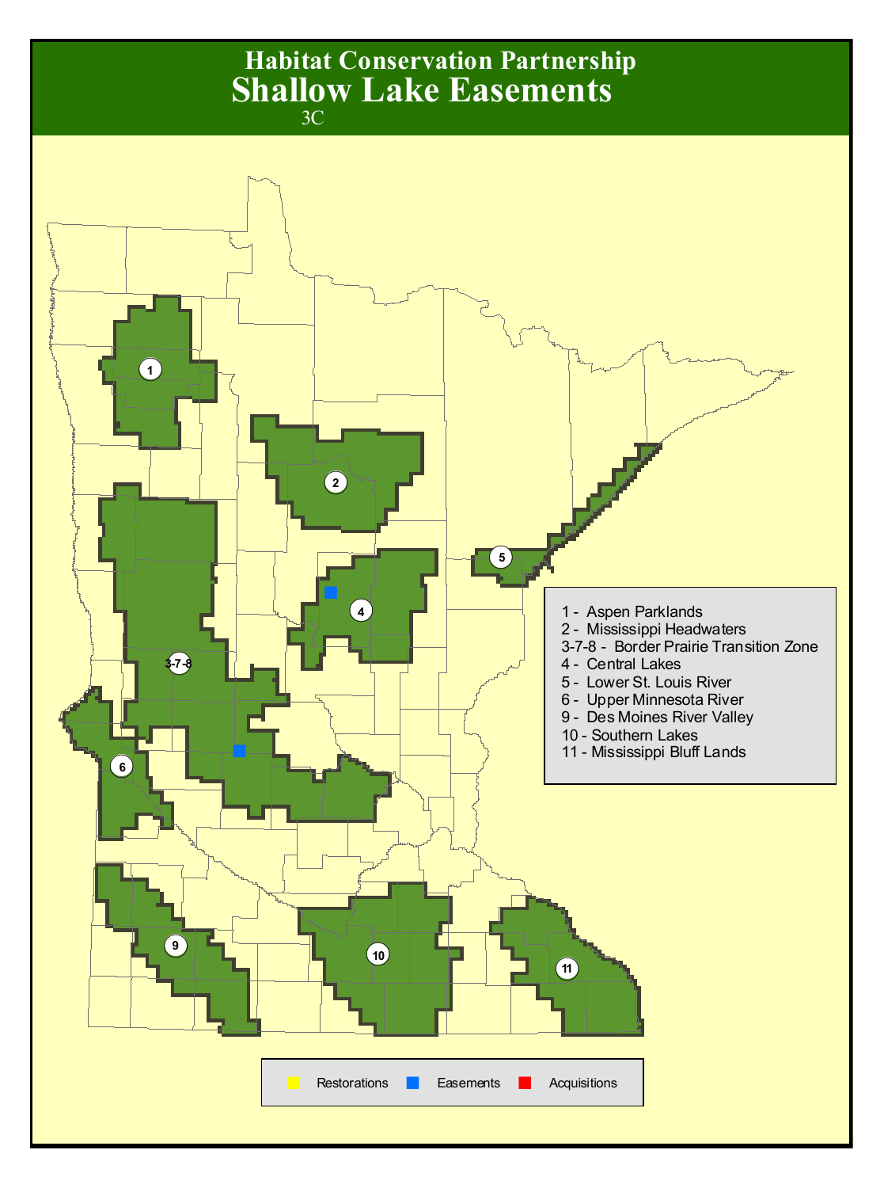# Habitat Conservation Partnership

## Shallow Lake Easements

3C

1 - Aspen Parklands
2 - Mississippi Headwaters
3-7-8 - Border Prairie Transition Zone
4 - Central Lakes
5 - Lower St. Louis River
6 - Upper Minnesota River
9 - Des Moines River Valley
10 - Southern Lakes
11 - Mississippi Bluff Lands

Restorations
Easements
Acquisitions